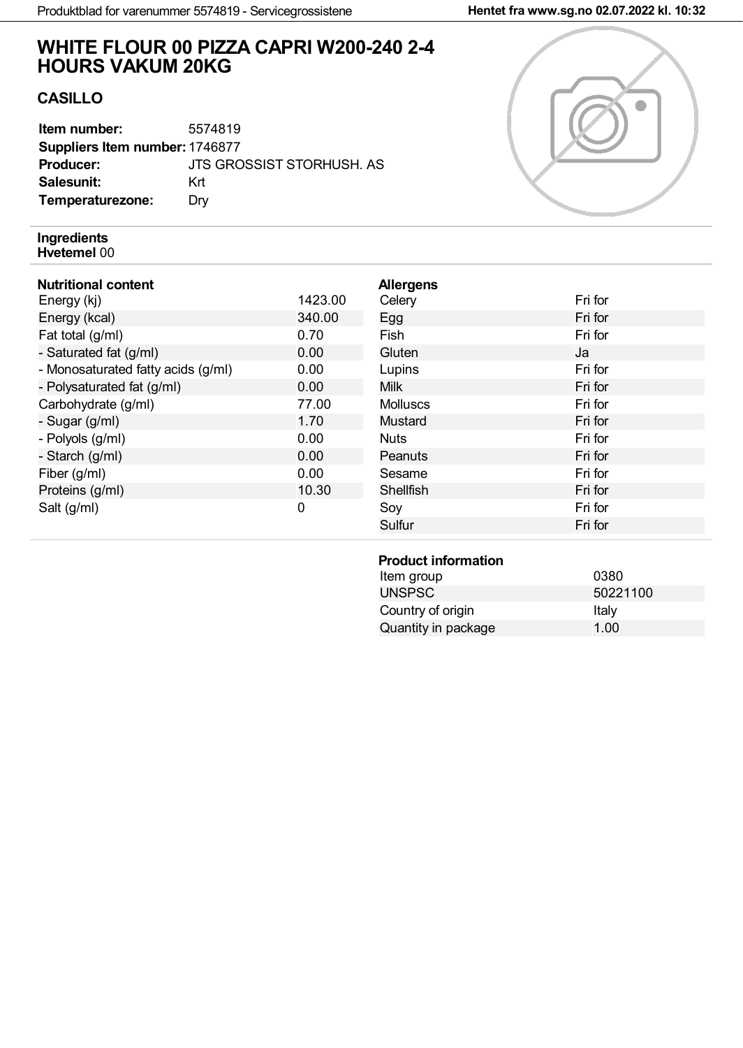# WHITE FLOUR 00 PIZZA CAPRI W200-240 2-4 HOURS VAKUM 20KG

## CASILLO

**Item number:** 5574819
**Suppliers Item number:** 1746877
**Producer:** JTS GROSSIST STORHUSH. AS
**Salesunit:** Krt
**Temperaturezone:** Dry

**Ingredients**
**Hvetemel** 00

**Nutritional content**

| Nutritional content | |
|---|---|
| Energy (kj) | 1423.00 |
| Energy (kcal) | 340.00 |
| Fat total (g/ml) | 0.70 |
| - Saturated fat (g/ml) | 0.00 |
| - Monosaturated fatty acids (g/ml) | 0.00 |
| - Polysaturated fat (g/ml) | 0.00 |
| Carbohydrate (g/ml) | 77.00 |
| - Sugar (g/ml) | 1.70 |
| - Polyols (g/ml) | 0.00 |
| - Starch (g/ml) | 0.00 |
| Fiber (g/ml) | 0.00 |
| Proteins (g/ml) | 10.30 |
| Salt (g/ml) | 0 |

**Allergens**

| Allergens | |
|---|---|
| Celery | Fri for |
| Egg | Fri for |
| Fish | Fri for |
| Gluten | Ja |
| Lupins | Fri for |
| Milk | Fri for |
| Molluscs | Fri for |
| Mustard | Fri for |
| Nuts | Fri for |
| Peanuts | Fri for |
| Sesame | Fri for |
| Shellfish | Fri for |
| Soy | Fri for |
| Sulfur | Fri for |

**Product information**

| Product information | |
|---|---|
| Item group | 0380 |
| UNSPSC | 50221100 |
| Country of origin | Italy |
| Quantity in package | 1.00 |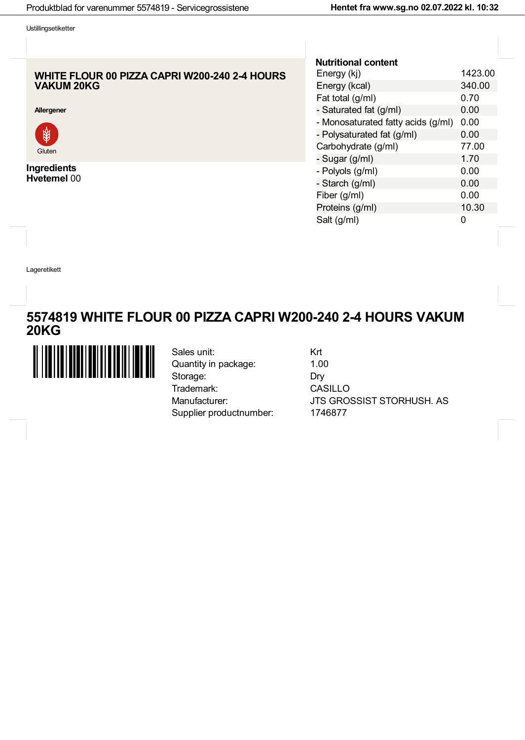Ustillingsetiketter

## WHITE FLOUR 00 PIZZA CAPRI W200-240 2-4 HOURS VAKUM 20KG

**Allergener**

Gluten

**Ingredients**
**Hvetemel** 00

**Nutritional content**

| | |
|---|---|
| Energy (kj) | 1423.00 |
| Energy (kcal) | 340.00 |
| Fat total (g/ml) | 0.70 |
| - Saturated fat (g/ml) | 0.00 |
| - Monosaturated fatty acids (g/ml) | 0.00 |
| - Polysaturated fat (g/ml) | 0.00 |
| Carbohydrate (g/ml) | 77.00 |
| - Sugar (g/ml) | 1.70 |
| - Polyols (g/ml) | 0.00 |
| - Starch (g/ml) | 0.00 |
| Fiber (g/ml) | 0.00 |
| Proteins (g/ml) | 10.30 |
| Salt (g/ml) | 0 |

Lageretikett

# 5574819 WHITE FLOUR 00 PIZZA CAPRI W200-240 2-4 HOURS VAKUM 20KG

| | |
|---|---|
| Sales unit: | Krt |
| Quantity in package: | 1.00 |
| Storage: | Dry |
| Trademark: | CASILLO |
| Manufacturer: | JTS GROSSIST STORHUSH. AS |
| Supplier productnumber: | 1746877 |